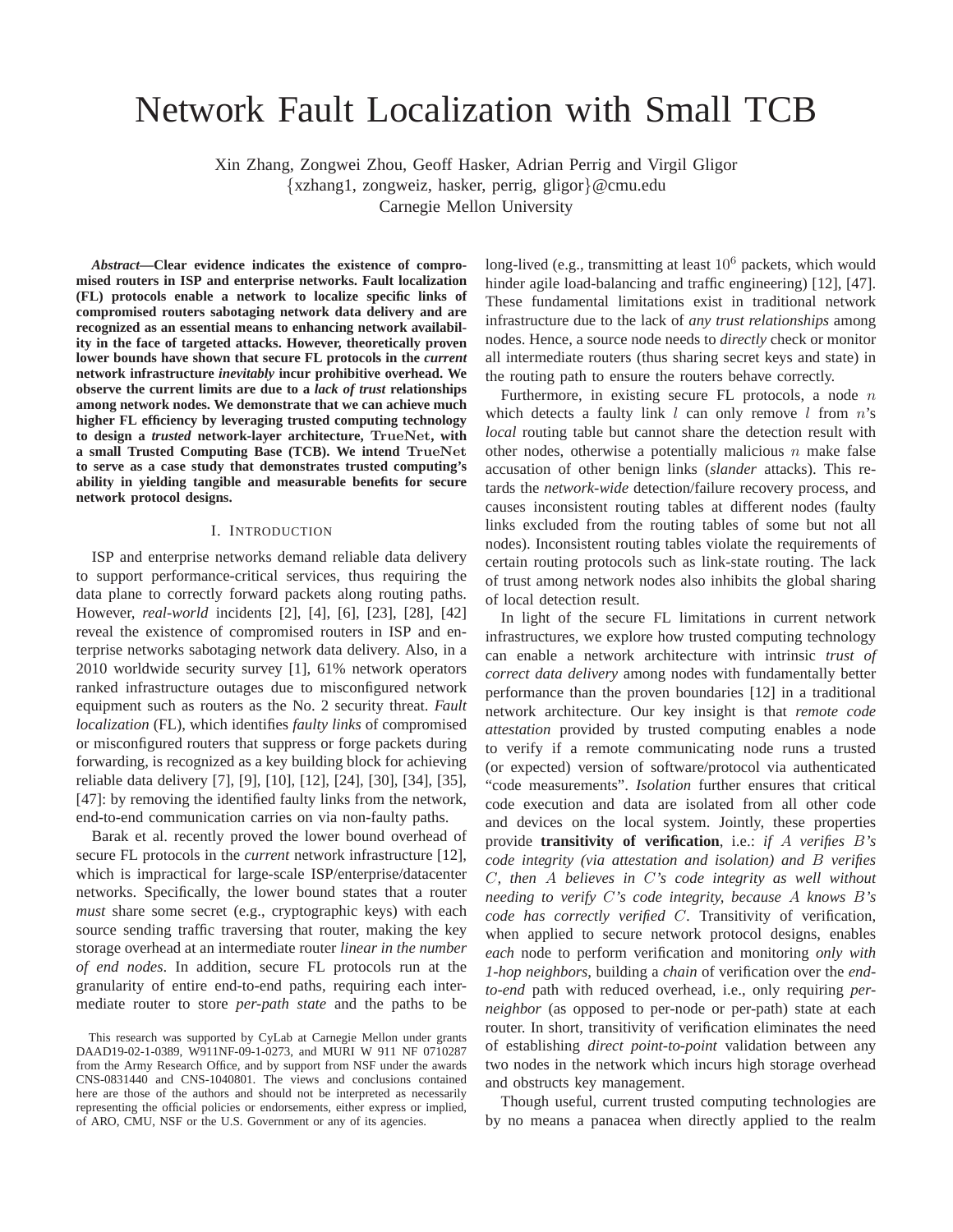# Network Fault Localization with Small TCB

Xin Zhang, Zongwei Zhou, Geoff Hasker, Adrian Perrig and Virgil Gligor
{xzhang1, zongweiz, hasker, perrig, gligor}@cmu.edu
Carnegie Mellon University

***Abstract*—Clear evidence indicates the existence of compromised routers in ISP and enterprise networks. Fault localization (FL) protocols enable a network to localize specific links of compromised routers sabotaging network data delivery and are recognized as an essential means to enhancing network availability in the face of targeted attacks. However, theoretically proven lower bounds have shown that secure FL protocols in the *current* network infrastructure *inevitably* incur prohibitive overhead. We observe the current limits are due to a *lack of trust* relationships among network nodes. We demonstrate that we can achieve much higher FL efficiency by leveraging trusted computing technology to design a *trusted* network-layer architecture, TrueNet, with a small Trusted Computing Base (TCB). We intend TrueNet to serve as a case study that demonstrates trusted computing's ability in yielding tangible and measurable benefits for secure network protocol designs.**

## I. Introduction

ISP and enterprise networks demand reliable data delivery to support performance-critical services, thus requiring the data plane to correctly forward packets along routing paths. However, *real-world* incidents [2], [4], [6], [23], [28], [42] reveal the existence of compromised routers in ISP and enterprise networks sabotaging network data delivery. Also, in a 2010 worldwide security survey [1], 61% network operators ranked infrastructure outages due to misconfigured network equipment such as routers as the No. 2 security threat. *Fault localization* (FL), which identifies *faulty links* of compromised or misconfigured routers that suppress or forge packets during forwarding, is recognized as a key building block for achieving reliable data delivery [7], [9], [10], [12], [24], [30], [34], [35], [47]: by removing the identified faulty links from the network, end-to-end communication carries on via non-faulty paths.

Barak et al. recently proved the lower bound overhead of secure FL protocols in the *current* network infrastructure [12], which is impractical for large-scale ISP/enterprise/datacenter networks. Specifically, the lower bound states that a router *must* share some secret (e.g., cryptographic keys) with each source sending traffic traversing that router, making the key storage overhead at an intermediate router *linear in the number of end nodes*. In addition, secure FL protocols run at the granularity of entire end-to-end paths, requiring each intermediate router to store *per-path state* and the paths to be long-lived (e.g., transmitting at least $10^6$ packets, which would hinder agile load-balancing and traffic engineering) [12], [47]. These fundamental limitations exist in traditional network infrastructure due to the lack of *any trust relationships* among nodes. Hence, a source node needs to *directly* check or monitor all intermediate routers (thus sharing secret keys and state) in the routing path to ensure the routers behave correctly.

Furthermore, in existing secure FL protocols, a node $n$ which detects a faulty link $l$ can only remove $l$ from $n$'s *local* routing table but cannot share the detection result with other nodes, otherwise a potentially malicious $n$ make false accusation of other benign links (*slander* attacks). This retards the *network-wide* detection/failure recovery process, and causes inconsistent routing tables at different nodes (faulty links excluded from the routing tables of some but not all nodes). Inconsistent routing tables violate the requirements of certain routing protocols such as link-state routing. The lack of trust among network nodes also inhibits the global sharing of local detection result.

In light of the secure FL limitations in current network infrastructures, we explore how trusted computing technology can enable a network architecture with intrinsic *trust of correct data delivery* among nodes with fundamentally better performance than the proven boundaries [12] in a traditional network architecture. Our key insight is that *remote code attestation* provided by trusted computing enables a node to verify if a remote communicating node runs a trusted (or expected) version of software/protocol via authenticated "code measurements". *Isolation* further ensures that critical code execution and data are isolated from all other code and devices on the local system. Jointly, these properties provide **transitivity of verification**, i.e.: *if $A$ verifies $B$'s code integrity (via attestation and isolation) and $B$ verifies $C$, then $A$ believes in $C$'s code integrity as well without needing to verify $C$'s code integrity, because $A$ knows $B$'s code has correctly verified $C$*. Transitivity of verification, when applied to secure network protocol designs, enables *each* node to perform verification and monitoring *only with 1-hop neighbors*, building a *chain* of verification over the *end-to-end* path with reduced overhead, i.e., only requiring *per-neighbor* (as opposed to per-node or per-path) state at each router. In short, transitivity of verification eliminates the need of establishing *direct point-to-point* validation between any two nodes in the network which incurs high storage overhead and obstructs key management.

Though useful, current trusted computing technologies are by no means a panacea when directly applied to the realm

This research was supported by CyLab at Carnegie Mellon under grants DAAD19-02-1-0389, W911NF-09-1-0273, and MURI W 911 NF 0710287 from the Army Research Office, and by support from NSF under the awards CNS-0831440 and CNS-1040801. The views and conclusions contained here are those of the authors and should not be interpreted as necessarily representing the official policies or endorsements, either express or implied, of ARO, CMU, NSF or the U.S. Government or any of its agencies.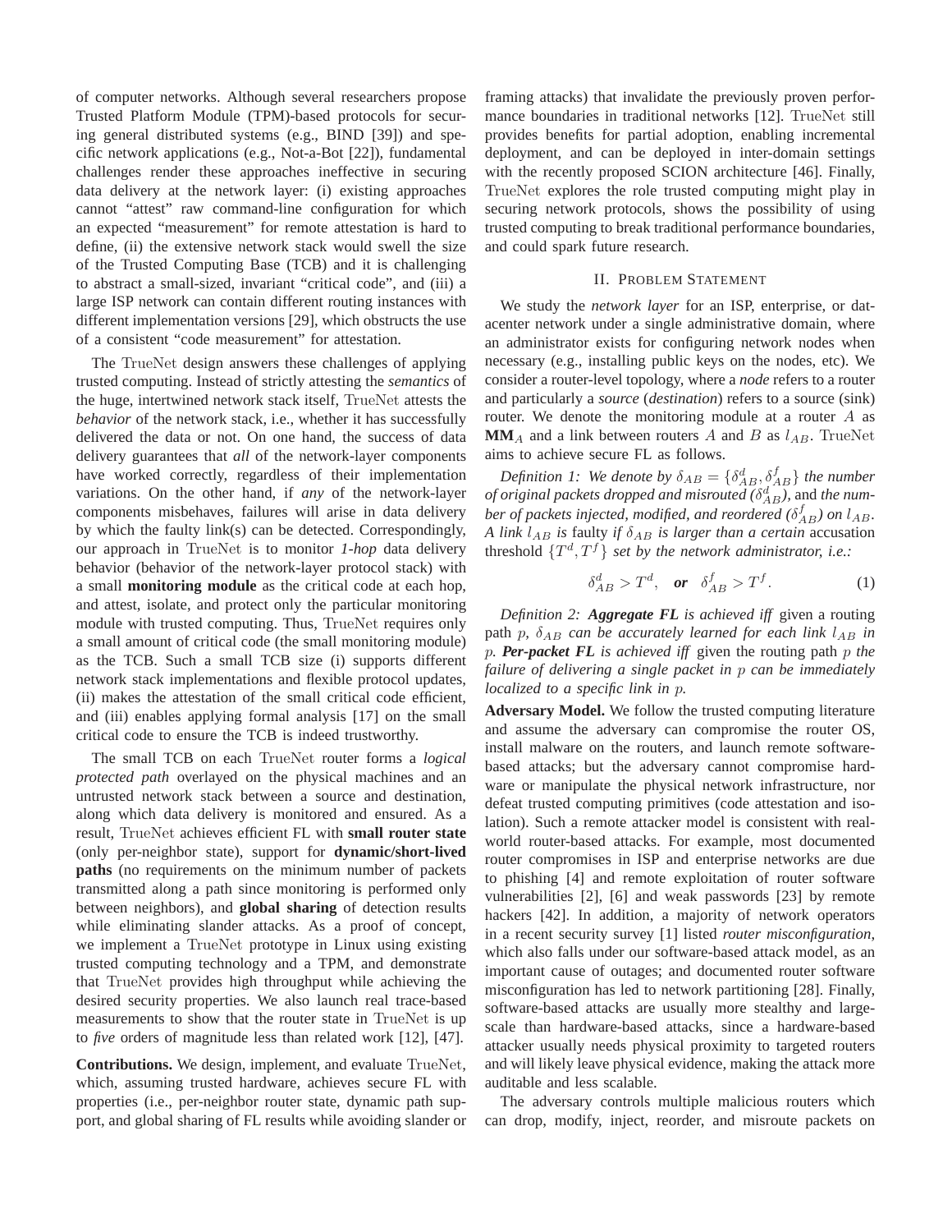of computer networks. Although several researchers propose Trusted Platform Module (TPM)-based protocols for securing general distributed systems (e.g., BIND [39]) and specific network applications (e.g., Not-a-Bot [22]), fundamental challenges render these approaches ineffective in securing data delivery at the network layer: (i) existing approaches cannot "attest" raw command-line configuration for which an expected "measurement" for remote attestation is hard to define, (ii) the extensive network stack would swell the size of the Trusted Computing Base (TCB) and it is challenging to abstract a small-sized, invariant "critical code", and (iii) a large ISP network can contain different routing instances with different implementation versions [29], which obstructs the use of a consistent "code measurement" for attestation.

The TrueNet design answers these challenges of applying trusted computing. Instead of strictly attesting the *semantics* of the huge, intertwined network stack itself, TrueNet attests the *behavior* of the network stack, i.e., whether it has successfully delivered the data or not. On one hand, the success of data delivery guarantees that *all* of the network-layer components have worked correctly, regardless of their implementation variations. On the other hand, if *any* of the network-layer components misbehaves, failures will arise in data delivery by which the faulty link(s) can be detected. Correspondingly, our approach in TrueNet is to monitor *1-hop* data delivery behavior (behavior of the network-layer protocol stack) with a small **monitoring module** as the critical code at each hop, and attest, isolate, and protect only the particular monitoring module with trusted computing. Thus, TrueNet requires only a small amount of critical code (the small monitoring module) as the TCB. Such a small TCB size (i) supports different network stack implementations and flexible protocol updates, (ii) makes the attestation of the small critical code efficient, and (iii) enables applying formal analysis [17] on the small critical code to ensure the TCB is indeed trustworthy.

The small TCB on each TrueNet router forms a *logical protected path* overlayed on the physical machines and an untrusted network stack between a source and destination, along which data delivery is monitored and ensured. As a result, TrueNet achieves efficient FL with **small router state** (only per-neighbor state), support for **dynamic/short-lived paths** (no requirements on the minimum number of packets transmitted along a path since monitoring is performed only between neighbors), and **global sharing** of detection results while eliminating slander attacks. As a proof of concept, we implement a TrueNet prototype in Linux using existing trusted computing technology and a TPM, and demonstrate that TrueNet provides high throughput while achieving the desired security properties. We also launch real trace-based measurements to show that the router state in TrueNet is up to *five* orders of magnitude less than related work [12], [47].

**Contributions.** We design, implement, and evaluate TrueNet, which, assuming trusted hardware, achieves secure FL with properties (i.e., per-neighbor router state, dynamic path support, and global sharing of FL results while avoiding slander or framing attacks) that invalidate the previously proven performance boundaries in traditional networks [12]. TrueNet still provides benefits for partial adoption, enabling incremental deployment, and can be deployed in inter-domain settings with the recently proposed SCION architecture [46]. Finally, TrueNet explores the role trusted computing might play in securing network protocols, shows the possibility of using trusted computing to break traditional performance boundaries, and could spark future research.

## II. Problem Statement

We study the *network layer* for an ISP, enterprise, or datacenter network under a single administrative domain, where an administrator exists for configuring network nodes when necessary (e.g., installing public keys on the nodes, etc). We consider a router-level topology, where a *node* refers to a router and particularly a *source* (*destination*) refers to a source (sink) router. We denote the monitoring module at a router $A$ as $\mathbf{MM}_A$ and a link between routers $A$ and $B$ as $l_{AB}$. TrueNet aims to achieve secure FL as follows.

*Definition 1: We denote by $\delta_{AB} = \{\delta^d_{AB}, \delta^f_{AB}\}$ the number of original packets dropped and misrouted ($\delta^d_{AB}$),* and *the number of packets injected, modified, and reordered ($\delta^f_{AB}$) on $l_{AB}$. A link $l_{AB}$ is* faulty *if $\delta_{AB}$ is larger than a certain* accusation threshold $\{T^d, T^f\}$ *set by the network administrator, i.e.:*

$$\delta^d_{AB} > T^d, \quad \textbf{\textit{or}} \quad \delta^f_{AB} > T^f. \tag{1}$$

*Definition 2: **Aggregate FL** is achieved iff* given a routing path $p$, *$\delta_{AB}$ can be accurately learned for each link $l_{AB}$ in $p$. **Per-packet FL** is achieved iff* given the routing path $p$ *the failure of delivering a single packet in $p$ can be immediately localized to a specific link in $p$.*

**Adversary Model.** We follow the trusted computing literature and assume the adversary can compromise the router OS, install malware on the routers, and launch remote software-based attacks; but the adversary cannot compromise hardware or manipulate the physical network infrastructure, nor defeat trusted computing primitives (code attestation and isolation). Such a remote attacker model is consistent with real-world router-based attacks. For example, most documented router compromises in ISP and enterprise networks are due to phishing [4] and remote exploitation of router software vulnerabilities [2], [6] and weak passwords [23] by remote hackers [42]. In addition, a majority of network operators in a recent security survey [1] listed *router misconfiguration*, which also falls under our software-based attack model, as an important cause of outages; and documented router software misconfiguration has led to network partitioning [28]. Finally, software-based attacks are usually more stealthy and large-scale than hardware-based attacks, since a hardware-based attacker usually needs physical proximity to targeted routers and will likely leave physical evidence, making the attack more auditable and less scalable.

The adversary controls multiple malicious routers which can drop, modify, inject, reorder, and misroute packets on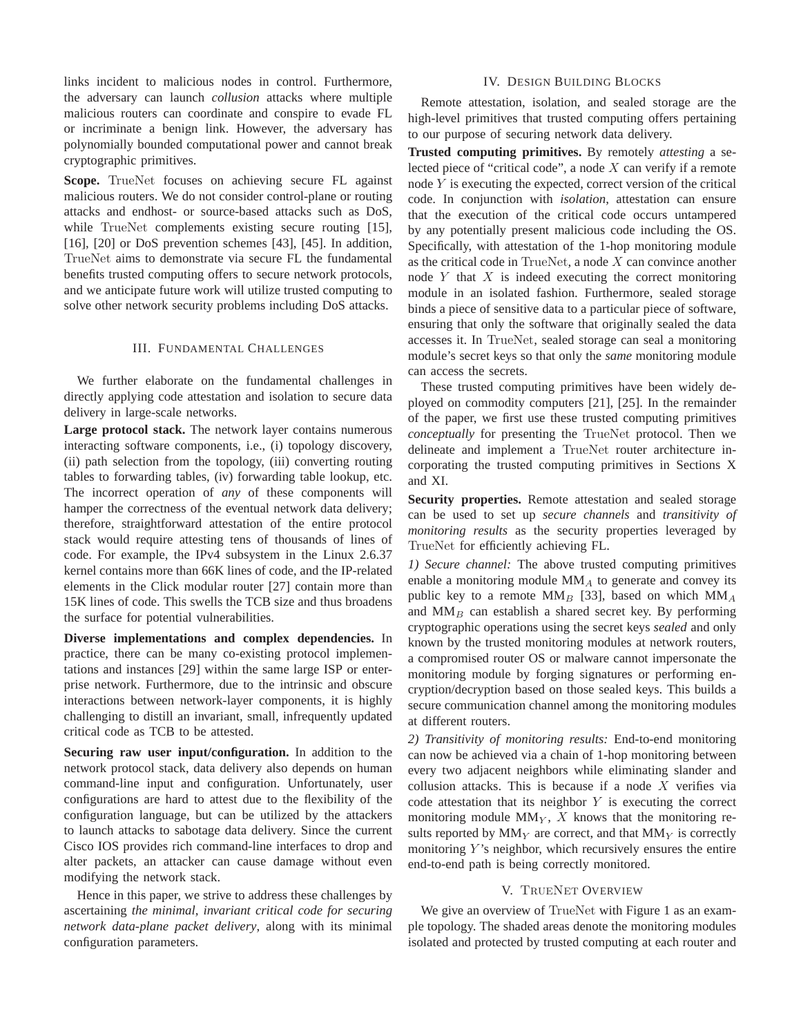links incident to malicious nodes in control. Furthermore, the adversary can launch *collusion* attacks where multiple malicious routers can coordinate and conspire to evade FL or incriminate a benign link. However, the adversary has polynomially bounded computational power and cannot break cryptographic primitives.

**Scope.** TrueNet focuses on achieving secure FL against malicious routers. We do not consider control-plane or routing attacks and endhost- or source-based attacks such as DoS, while TrueNet complements existing secure routing [15], [16], [20] or DoS prevention schemes [43], [45]. In addition, TrueNet aims to demonstrate via secure FL the fundamental benefits trusted computing offers to secure network protocols, and we anticipate future work will utilize trusted computing to solve other network security problems including DoS attacks.

## III. Fundamental Challenges

We further elaborate on the fundamental challenges in directly applying code attestation and isolation to secure data delivery in large-scale networks.

**Large protocol stack.** The network layer contains numerous interacting software components, i.e., (i) topology discovery, (ii) path selection from the topology, (iii) converting routing tables to forwarding tables, (iv) forwarding table lookup, etc. The incorrect operation of *any* of these components will hamper the correctness of the eventual network data delivery; therefore, straightforward attestation of the entire protocol stack would require attesting tens of thousands of lines of code. For example, the IPv4 subsystem in the Linux 2.6.37 kernel contains more than 66K lines of code, and the IP-related elements in the Click modular router [27] contain more than 15K lines of code. This swells the TCB size and thus broadens the surface for potential vulnerabilities.

**Diverse implementations and complex dependencies.** In practice, there can be many co-existing protocol implementations and instances [29] within the same large ISP or enterprise network. Furthermore, due to the intrinsic and obscure interactions between network-layer components, it is highly challenging to distill an invariant, small, infrequently updated critical code as TCB to be attested.

**Securing raw user input/configuration.** In addition to the network protocol stack, data delivery also depends on human command-line input and configuration. Unfortunately, user configurations are hard to attest due to the flexibility of the configuration language, but can be utilized by the attackers to launch attacks to sabotage data delivery. Since the current Cisco IOS provides rich command-line interfaces to drop and alter packets, an attacker can cause damage without even modifying the network stack.

Hence in this paper, we strive to address these challenges by ascertaining *the minimal, invariant critical code for securing network data-plane packet delivery*, along with its minimal configuration parameters.

## IV. Design Building Blocks

Remote attestation, isolation, and sealed storage are the high-level primitives that trusted computing offers pertaining to our purpose of securing network data delivery.

**Trusted computing primitives.** By remotely *attesting* a selected piece of "critical code", a node $X$ can verify if a remote node $Y$ is executing the expected, correct version of the critical code. In conjunction with *isolation*, attestation can ensure that the execution of the critical code occurs untampered by any potentially present malicious code including the OS. Specifically, with attestation of the 1-hop monitoring module as the critical code in TrueNet, a node $X$ can convince another node $Y$ that $X$ is indeed executing the correct monitoring module in an isolated fashion. Furthermore, sealed storage binds a piece of sensitive data to a particular piece of software, ensuring that only the software that originally sealed the data accesses it. In TrueNet, sealed storage can seal a monitoring module's secret keys so that only the *same* monitoring module can access the secrets.

These trusted computing primitives have been widely deployed on commodity computers [21], [25]. In the remainder of the paper, we first use these trusted computing primitives *conceptually* for presenting the TrueNet protocol. Then we delineate and implement a TrueNet router architecture incorporating the trusted computing primitives in Sections X and XI.

**Security properties.** Remote attestation and sealed storage can be used to set up *secure channels* and *transitivity of monitoring results* as the security properties leveraged by TrueNet for efficiently achieving FL.

*1) Secure channel:* The above trusted computing primitives enable a monitoring module $\text{MM}_A$ to generate and convey its public key to a remote $\text{MM}_B$ [33], based on which $\text{MM}_A$ and $\text{MM}_B$ can establish a shared secret key. By performing cryptographic operations using the secret keys *sealed* and only known by the trusted monitoring modules at network routers, a compromised router OS or malware cannot impersonate the monitoring module by forging signatures or performing encryption/decryption based on those sealed keys. This builds a secure communication channel among the monitoring modules at different routers.

*2) Transitivity of monitoring results:* End-to-end monitoring can now be achieved via a chain of 1-hop monitoring between every two adjacent neighbors while eliminating slander and collusion attacks. This is because if a node $X$ verifies via code attestation that its neighbor $Y$ is executing the correct monitoring module $\text{MM}_Y$, $X$ knows that the monitoring results reported by $\text{MM}_Y$ are correct, and that $\text{MM}_Y$ is correctly monitoring $Y$'s neighbor, which recursively ensures the entire end-to-end path is being correctly monitored.

## V. TrueNet Overview

We give an overview of TrueNet with Figure 1 as an example topology. The shaded areas denote the monitoring modules isolated and protected by trusted computing at each router and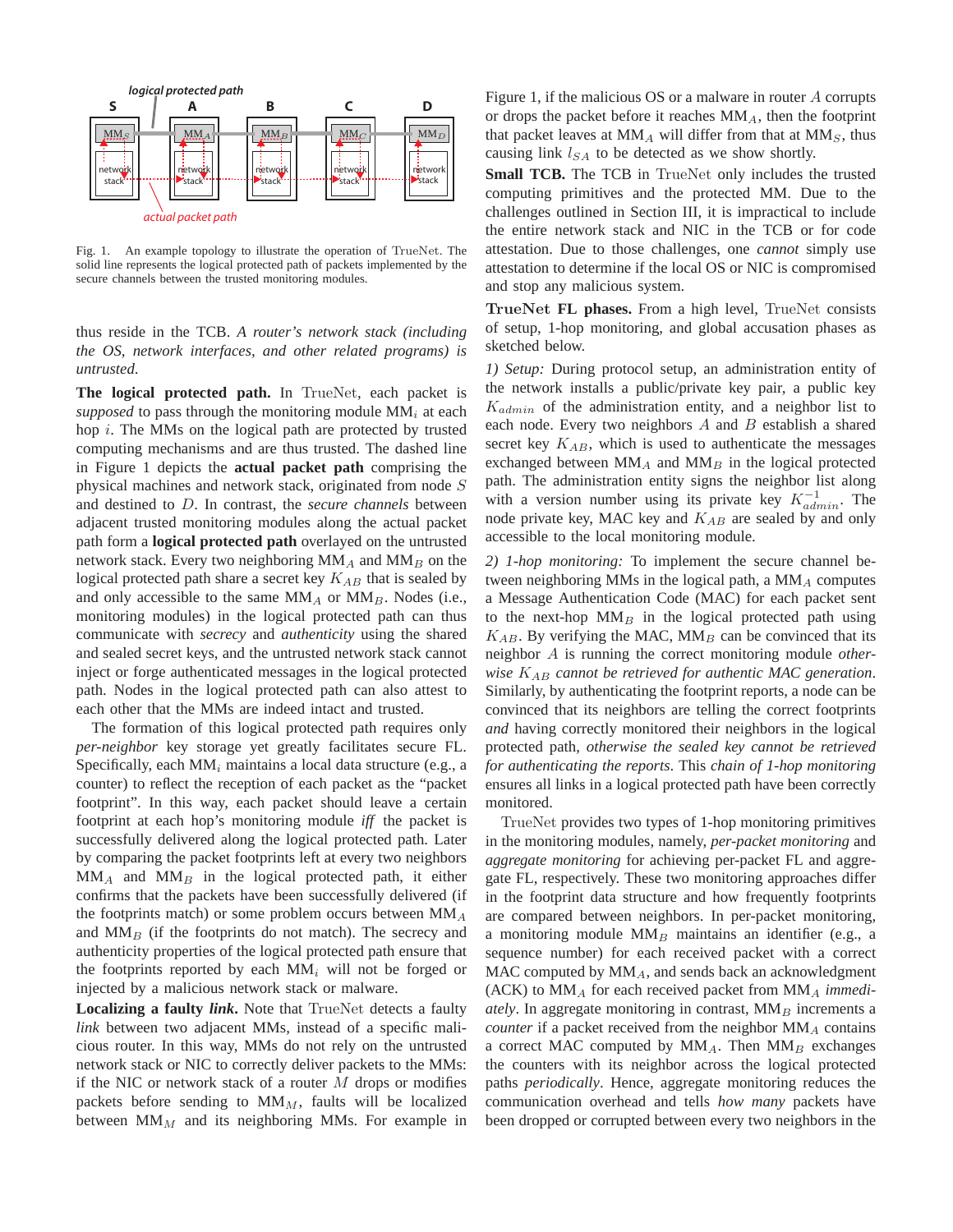Fig. 1. An example topology to illustrate the operation of TrueNet. The solid line represents the logical protected path of packets implemented by the secure channels between the trusted monitoring modules.

thus reside in the TCB. *A router's network stack (including the OS, network interfaces, and other related programs) is untrusted.*

**The logical protected path.** In TrueNet, each packet is *supposed* to pass through the monitoring module $MM_i$ at each hop $i$. The MMs on the logical path are protected by trusted computing mechanisms and are thus trusted. The dashed line in Figure 1 depicts the **actual packet path** comprising the physical machines and network stack, originated from node $S$ and destined to $D$. In contrast, the *secure channels* between adjacent trusted monitoring modules along the actual packet path form a **logical protected path** overlayed on the untrusted network stack. Every two neighboring $MM_A$ and $MM_B$ on the logical protected path share a secret key $K_{AB}$ that is sealed by and only accessible to the same $MM_A$ or $MM_B$. Nodes (i.e., monitoring modules) in the logical protected path can thus communicate with *secrecy* and *authenticity* using the shared and sealed secret keys, and the untrusted network stack cannot inject or forge authenticated messages in the logical protected path. Nodes in the logical protected path can also attest to each other that the MMs are indeed intact and trusted.

The formation of this logical protected path requires only *per-neighbor* key storage yet greatly facilitates secure FL. Specifically, each $MM_i$ maintains a local data structure (e.g., a counter) to reflect the reception of each packet as the "packet footprint". In this way, each packet should leave a certain footprint at each hop's monitoring module *iff* the packet is successfully delivered along the logical protected path. Later by comparing the packet footprints left at every two neighbors $MM_A$ and $MM_B$ in the logical protected path, it either confirms that the packets have been successfully delivered (if the footprints match) or some problem occurs between $MM_A$ and $MM_B$ (if the footprints do not match). The secrecy and authenticity properties of the logical protected path ensure that the footprints reported by each $MM_i$ will not be forged or injected by a malicious network stack or malware.

**Localizing a faulty *link*.** Note that TrueNet detects a faulty *link* between two adjacent MMs, instead of a specific malicious router. In this way, MMs do not rely on the untrusted network stack or NIC to correctly deliver packets to the MMs: if the NIC or network stack of a router $M$ drops or modifies packets before sending to $MM_M$, faults will be localized between $MM_M$ and its neighboring MMs. For example in Figure 1, if the malicious OS or a malware in router $A$ corrupts or drops the packet before it reaches $MM_A$, then the footprint that packet leaves at $MM_A$ will differ from that at $MM_S$, thus causing link $l_{SA}$ to be detected as we show shortly.

**Small TCB.** The TCB in TrueNet only includes the trusted computing primitives and the protected MM. Due to the challenges outlined in Section III, it is impractical to include the entire network stack and NIC in the TCB or for code attestation. Due to those challenges, one *cannot* simply use attestation to determine if the local OS or NIC is compromised and stop any malicious system.

**TrueNet FL phases.** From a high level, TrueNet consists of setup, 1-hop monitoring, and global accusation phases as sketched below.

*1) Setup:* During protocol setup, an administration entity of the network installs a public/private key pair, a public key $K_{admin}$ of the administration entity, and a neighbor list to each node. Every two neighbors $A$ and $B$ establish a shared secret key $K_{AB}$, which is used to authenticate the messages exchanged between $MM_A$ and $MM_B$ in the logical protected path. The administration entity signs the neighbor list along with a version number using its private key $K_{admin}^{-1}$. The node private key, MAC key and $K_{AB}$ are sealed by and only accessible to the local monitoring module.

*2) 1-hop monitoring:* To implement the secure channel between neighboring MMs in the logical path, a $MM_A$ computes a Message Authentication Code (MAC) for each packet sent to the next-hop $MM_B$ in the logical protected path using $K_{AB}$. By verifying the MAC, $MM_B$ can be convinced that its neighbor $A$ is running the correct monitoring module *otherwise $K_{AB}$ cannot be retrieved for authentic MAC generation*. Similarly, by authenticating the footprint reports, a node can be convinced that its neighbors are telling the correct footprints *and* having correctly monitored their neighbors in the logical protected path, *otherwise the sealed key cannot be retrieved for authenticating the reports*. This *chain of 1-hop monitoring* ensures all links in a logical protected path have been correctly monitored.

TrueNet provides two types of 1-hop monitoring primitives in the monitoring modules, namely, *per-packet monitoring* and *aggregate monitoring* for achieving per-packet FL and aggregate FL, respectively. These two monitoring approaches differ in the footprint data structure and how frequently footprints are compared between neighbors. In per-packet monitoring, a monitoring module $MM_B$ maintains an identifier (e.g., a sequence number) for each received packet with a correct MAC computed by $MM_A$, and sends back an acknowledgment (ACK) to $MM_A$ for each received packet from $MM_A$ *immediately*. In aggregate monitoring in contrast, $MM_B$ increments a *counter* if a packet received from the neighbor $MM_A$ contains a correct MAC computed by $MM_A$. Then $MM_B$ exchanges the counters with its neighbor across the logical protected paths *periodically*. Hence, aggregate monitoring reduces the communication overhead and tells *how many* packets have been dropped or corrupted between every two neighbors in the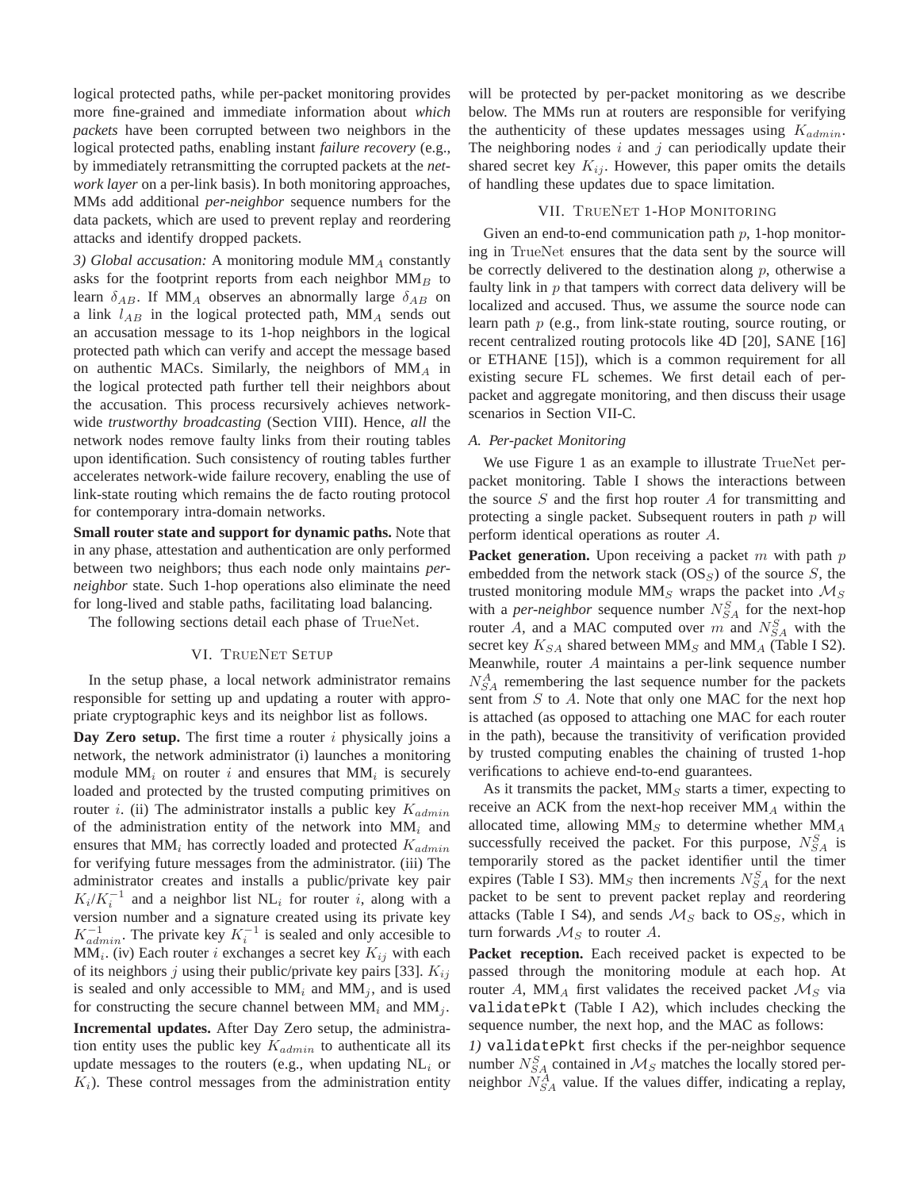logical protected paths, while per-packet monitoring provides more fine-grained and immediate information about *which packets* have been corrupted between two neighbors in the logical protected paths, enabling instant *failure recovery* (e.g., by immediately retransmitting the corrupted packets at the *network layer* on a per-link basis). In both monitoring approaches, MMs add additional *per-neighbor* sequence numbers for the data packets, which are used to prevent replay and reordering attacks and identify dropped packets.

*3) Global accusation:* A monitoring module $\text{MM}_A$ constantly asks for the footprint reports from each neighbor $\text{MM}_B$ to learn $\delta_{AB}$. If $\text{MM}_A$ observes an abnormally large $\delta_{AB}$ on a link $l_{AB}$ in the logical protected path, $\text{MM}_A$ sends out an accusation message to its 1-hop neighbors in the logical protected path which can verify and accept the message based on authentic MACs. Similarly, the neighbors of $\text{MM}_A$ in the logical protected path further tell their neighbors about the accusation. This process recursively achieves network-wide *trustworthy broadcasting* (Section VIII). Hence, *all* the network nodes remove faulty links from their routing tables upon identification. Such consistency of routing tables further accelerates network-wide failure recovery, enabling the use of link-state routing which remains the de facto routing protocol for contemporary intra-domain networks.

**Small router state and support for dynamic paths.** Note that in any phase, attestation and authentication are only performed between two neighbors; thus each node only maintains *per-neighbor* state. Such 1-hop operations also eliminate the need for long-lived and stable paths, facilitating load balancing.

The following sections detail each phase of TrueNet.

## VI. TrueNet Setup

In the setup phase, a local network administrator remains responsible for setting up and updating a router with appropriate cryptographic keys and its neighbor list as follows.

**Day Zero setup.** The first time a router $i$ physically joins a network, the network administrator (i) launches a monitoring module $\text{MM}_i$ on router $i$ and ensures that $\text{MM}_i$ is securely loaded and protected by the trusted computing primitives on router $i$. (ii) The administrator installs a public key $K_{admin}$ of the administration entity of the network into $\text{MM}_i$ and ensures that $\text{MM}_i$ has correctly loaded and protected $K_{admin}$ for verifying future messages from the administrator. (iii) The administrator creates and installs a public/private key pair $K_i/K_i^{-1}$ and a neighbor list $\text{NL}_i$ for router $i$, along with a version number and a signature created using its private key $K_{admin}^{-1}$. The private key $K_i^{-1}$ is sealed and only accesible to $\text{MM}_i$. (iv) Each router $i$ exchanges a secret key $K_{ij}$ with each of its neighbors $j$ using their public/private key pairs [33]. $K_{ij}$ is sealed and only accessible to $\text{MM}_i$ and $\text{MM}_j$, and is used for constructing the secure channel between $\text{MM}_i$ and $\text{MM}_j$.

**Incremental updates.** After Day Zero setup, the administration entity uses the public key $K_{admin}$ to authenticate all its update messages to the routers (e.g., when updating $\text{NL}_i$ or $K_i$). These control messages from the administration entity will be protected by per-packet monitoring as we describe below. The MMs run at routers are responsible for verifying the authenticity of these updates messages using $K_{admin}$. The neighboring nodes $i$ and $j$ can periodically update their shared secret key $K_{ij}$. However, this paper omits the details of handling these updates due to space limitation.

## VII. TrueNet 1-Hop Monitoring

Given an end-to-end communication path $p$, 1-hop monitoring in TrueNet ensures that the data sent by the source will be correctly delivered to the destination along $p$, otherwise a faulty link in $p$ that tampers with correct data delivery will be localized and accused. Thus, we assume the source node can learn path $p$ (e.g., from link-state routing, source routing, or recent centralized routing protocols like 4D [20], SANE [16] or ETHANE [15]), which is a common requirement for all existing secure FL schemes. We first detail each of per-packet and aggregate monitoring, and then discuss their usage scenarios in Section VII-C.

### A. Per-packet Monitoring

We use Figure 1 as an example to illustrate TrueNet per-packet monitoring. Table I shows the interactions between the source $S$ and the first hop router $A$ for transmitting and protecting a single packet. Subsequent routers in path $p$ will perform identical operations as router $A$.

**Packet generation.** Upon receiving a packet $m$ with path $p$ embedded from the network stack ($\text{OS}_S$) of the source $S$, the trusted monitoring module $\text{MM}_S$ wraps the packet into $\mathcal{M}_S$ with a *per-neighbor* sequence number $N_{SA}^S$ for the next-hop router $A$, and a MAC computed over $m$ and $N_{SA}^S$ with the secret key $K_{SA}$ shared between $\text{MM}_S$ and $\text{MM}_A$ (Table I S2). Meanwhile, router $A$ maintains a per-link sequence number $N_{SA}^A$ remembering the last sequence number for the packets sent from $S$ to $A$. Note that only one MAC for the next hop is attached (as opposed to attaching one MAC for each router in the path), because the transitivity of verification provided by trusted computing enables the chaining of trusted 1-hop verifications to achieve end-to-end guarantees.

As it transmits the packet, $\text{MM}_S$ starts a timer, expecting to receive an ACK from the next-hop receiver $\text{MM}_A$ within the allocated time, allowing $\text{MM}_S$ to determine whether $\text{MM}_A$ successfully received the packet. For this purpose, $N_{SA}^S$ is temporarily stored as the packet identifier until the timer expires (Table I S3). $\text{MM}_S$ then increments $N_{SA}^S$ for the next packet to be sent to prevent packet replay and reordering attacks (Table I S4), and sends $\mathcal{M}_S$ back to $\text{OS}_S$, which in turn forwards $\mathcal{M}_S$ to router $A$.

**Packet reception.** Each received packet is expected to be passed through the monitoring module at each hop. At router $A$, $\text{MM}_A$ first validates the received packet $\mathcal{M}_S$ via `validatePkt` (Table I A2), which includes checking the sequence number, the next hop, and the MAC as follows:

*1)* `validatePkt` first checks if the per-neighbor sequence number $N_{SA}^S$ contained in $\mathcal{M}_S$ matches the locally stored per-neighbor $N_{SA}^A$ value. If the values differ, indicating a replay,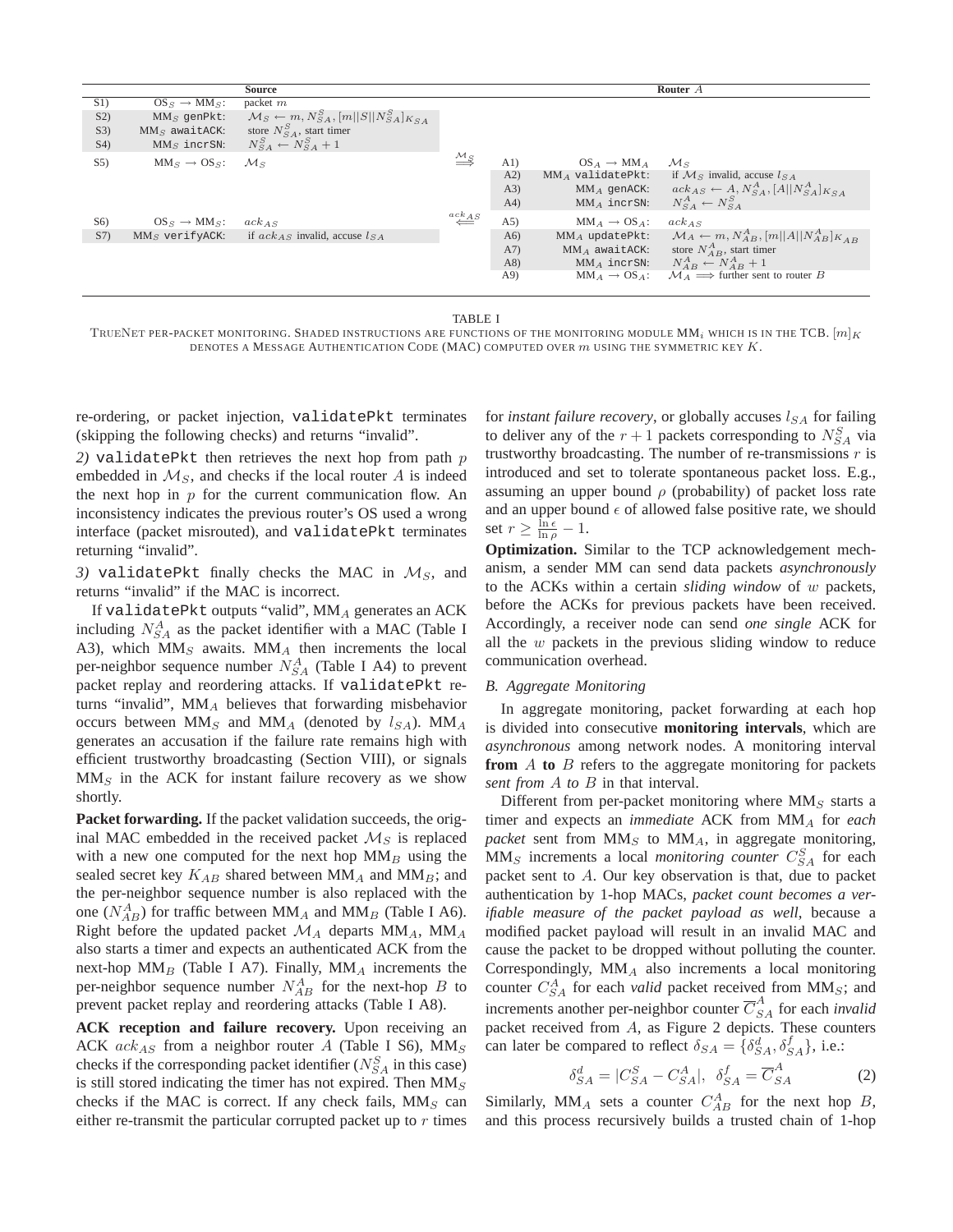| | | Source | | | | Router $A$ |
|---|---|---|---|---|---|---|
| S1) | $\text{OS}_S \to \text{MM}_S$: | packet $m$ | | | | |
| S2) | $\text{MM}_S$ genPkt: | $\mathcal{M}_S \leftarrow m, N^S_{SA}, [m\|\|S\|\|N^S_{SA}]_{K_{SA}}$ | | | | |
| S3) | $\text{MM}_S$ awaitACK: | store $N^S_{SA}$, start timer | | | | |
| S4) | $\text{MM}_S$ incrSN: | $N^S_{SA} \leftarrow N^S_{SA} + 1$ | | | | |
| S5) | $\text{MM}_S \to \text{OS}_S$: | $\mathcal{M}_S$ | $\overset{\mathcal{M}_S}{\Longrightarrow}$ | A1) | $\text{OS}_A \to \text{MM}_A$ | $\mathcal{M}_S$ |
| | | | | A2) | $\text{MM}_A$ validatePkt: | if $\mathcal{M}_S$ invalid, accuse $l_{SA}$ |
| | | | | A3) | $\text{MM}_A$ genACK: | $ack_{AS} \leftarrow A, N^A_{SA}, [A\|\|N^A_{SA}]_{K_{SA}}$ |
| | | | | A4) | $\text{MM}_A$ incrSN: | $N^A_{SA} \leftarrow N^S_{SA}$ |
| S6) | $\text{OS}_S \to \text{MM}_S$: | $ack_{AS}$ | $\overset{ack_{AS}}{\Longleftarrow}$ | A5) | $\text{MM}_A \to \text{OS}_A$: | $ack_{AS}$ |
| S7) | $\text{MM}_S$ verifyACK: | if $ack_{AS}$ invalid, accuse $l_{SA}$ | | A6) | $\text{MM}_A$ updatePkt: | $\mathcal{M}_A \leftarrow m, N^A_{AB}, [m\|\|A\|\|N^A_{AB}]_{K_{AB}}$ |
| | | | | A7) | $\text{MM}_A$ awaitACK: | store $N^A_{AB}$, start timer |
| | | | | A8) | $\text{MM}_A$ incrSN: | $N^A_{AB} \leftarrow N^A_{AB} + 1$ |
| | | | | A9) | $\text{MM}_A \to \text{OS}_A$: | $\mathcal{M}_A \Longrightarrow$ further sent to router $B$ |

TABLE I

TRUENET PER-PACKET MONITORING. SHADED INSTRUCTIONS ARE FUNCTIONS OF THE MONITORING MODULE $\text{MM}_i$ WHICH IS IN THE TCB. $[m]_K$ DENOTES A MESSAGE AUTHENTICATION CODE (MAC) COMPUTED OVER $m$ USING THE SYMMETRIC KEY $K$.

re-ordering, or packet injection, validatePkt terminates (skipping the following checks) and returns "invalid".

*2)* validatePkt then retrieves the next hop from path $p$ embedded in $\mathcal{M}_S$, and checks if the local router $A$ is indeed the next hop in $p$ for the current communication flow. An inconsistency indicates the previous router's OS used a wrong interface (packet misrouted), and validatePkt terminates returning "invalid".

*3)* validatePkt finally checks the MAC in $\mathcal{M}_S$, and returns "invalid" if the MAC is incorrect.

If validatePkt outputs "valid", $\text{MM}_A$ generates an ACK including $N^A_{SA}$ as the packet identifier with a MAC (Table I A3), which $\text{MM}_S$ awaits. $\text{MM}_A$ then increments the local per-neighbor sequence number $N^A_{SA}$ (Table I A4) to prevent packet replay and reordering attacks. If validatePkt returns "invalid", $\text{MM}_A$ believes that forwarding misbehavior occurs between $\text{MM}_S$ and $\text{MM}_A$ (denoted by $l_{SA}$). $\text{MM}_A$ generates an accusation if the failure rate remains high with efficient trustworthy broadcasting (Section VIII), or signals $\text{MM}_S$ in the ACK for instant failure recovery as we show shortly.

**Packet forwarding.** If the packet validation succeeds, the original MAC embedded in the received packet $\mathcal{M}_S$ is replaced with a new one computed for the next hop $\text{MM}_B$ using the sealed secret key $K_{AB}$ shared between $\text{MM}_A$ and $\text{MM}_B$; and the per-neighbor sequence number is also replaced with the one ($N^A_{AB}$) for traffic between $\text{MM}_A$ and $\text{MM}_B$ (Table I A6). Right before the updated packet $\mathcal{M}_A$ departs $\text{MM}_A$, $\text{MM}_A$ also starts a timer and expects an authenticated ACK from the next-hop $\text{MM}_B$ (Table I A7). Finally, $\text{MM}_A$ increments the per-neighbor sequence number $N^A_{AB}$ for the next-hop $B$ to prevent packet replay and reordering attacks (Table I A8).

**ACK reception and failure recovery.** Upon receiving an ACK $ack_{AS}$ from a neighbor router $A$ (Table I S6), $\text{MM}_S$ checks if the corresponding packet identifier ($N^S_{SA}$ in this case) is still stored indicating the timer has not expired. Then $\text{MM}_S$ checks if the MAC is correct. If any check fails, $\text{MM}_S$ can either re-transmit the particular corrupted packet up to $r$ times for *instant failure recovery*, or globally accuses $l_{SA}$ for failing to deliver any of the $r+1$ packets corresponding to $N^S_{SA}$ via trustworthy broadcasting. The number of re-transmissions $r$ is introduced and set to tolerate spontaneous packet loss. E.g., assuming an upper bound $\rho$ (probability) of packet loss rate and an upper bound $\epsilon$ of allowed false positive rate, we should set $r \geq \frac{\ln \epsilon}{\ln \rho} - 1$.

**Optimization.** Similar to the TCP acknowledgement mechanism, a sender MM can send data packets *asynchronously* to the ACKs within a certain *sliding window* of $w$ packets, before the ACKs for previous packets have been received. Accordingly, a receiver node can send *one single* ACK for all the $w$ packets in the previous sliding window to reduce communication overhead.

### *B. Aggregate Monitoring*

In aggregate monitoring, packet forwarding at each hop is divided into consecutive **monitoring intervals**, which are *asynchronous* among network nodes. A monitoring interval **from** $A$ **to** $B$ refers to the aggregate monitoring for packets *sent from $A$ to $B$* in that interval.

Different from per-packet monitoring where $\text{MM}_S$ starts a timer and expects an *immediate* ACK from $\text{MM}_A$ for *each packet* sent from $\text{MM}_S$ to $\text{MM}_A$, in aggregate monitoring, $\text{MM}_S$ increments a local *monitoring counter* $C^S_{SA}$ for each packet sent to $A$. Our key observation is that, due to packet authentication by 1-hop MACs, *packet count becomes a verifiable measure of the packet payload as well*, because a modified packet payload will result in an invalid MAC and cause the packet to be dropped without polluting the counter. Correspondingly, $\text{MM}_A$ also increments a local monitoring counter $C^A_{SA}$ for each *valid* packet received from $\text{MM}_S$; and increments another per-neighbor counter $\overline{C}^A_{SA}$ for each *invalid* packet received from $A$, as Figure 2 depicts. These counters can later be compared to reflect $\delta_{SA} = \{\delta^d_{SA}, \delta^f_{SA}\}$, i.e.:

$$\delta^d_{SA} = |C^S_{SA} - C^A_{SA}|, \;\; \delta^f_{SA} = \overline{C}^A_{SA} \tag{2}$$

Similarly, $\text{MM}_A$ sets a counter $C^A_{AB}$ for the next hop $B$, and this process recursively builds a trusted chain of 1-hop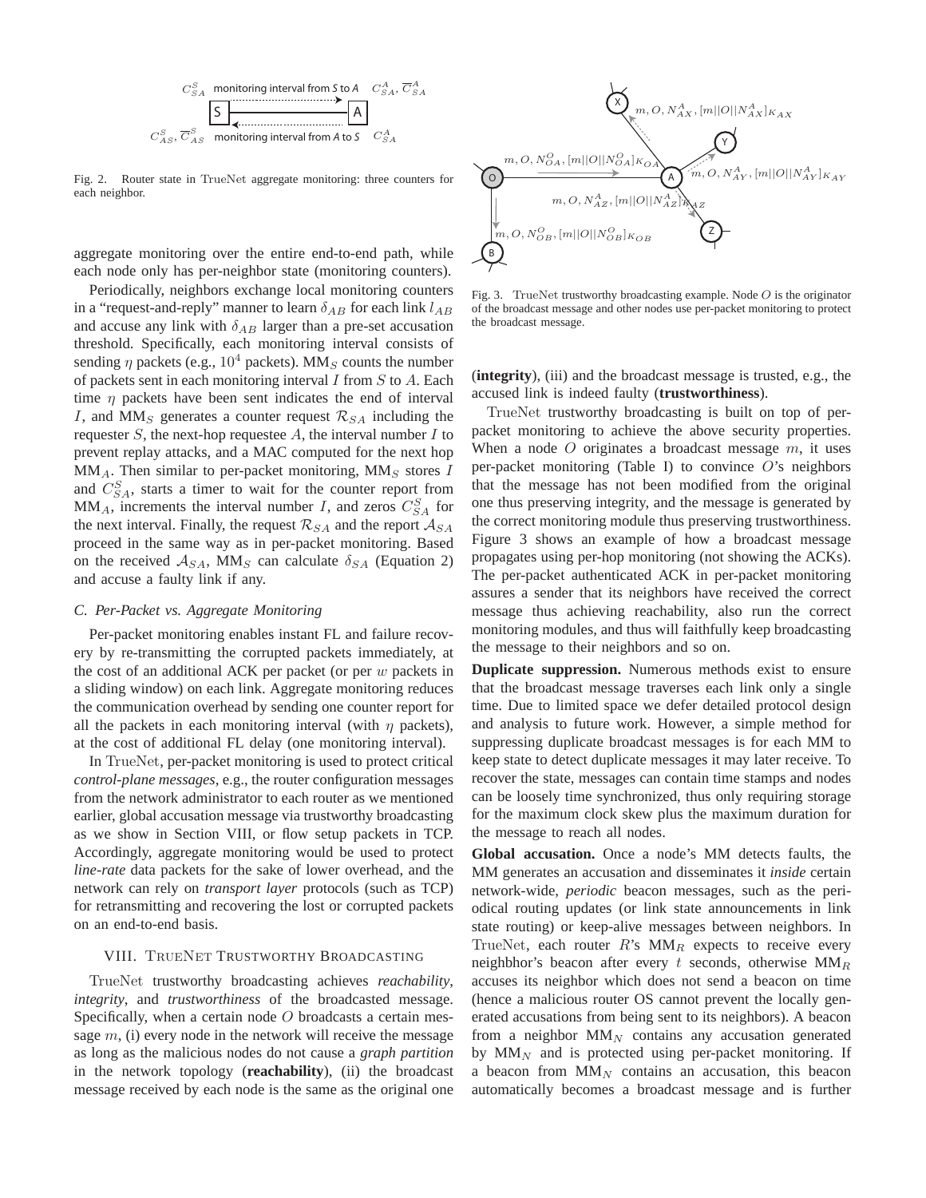Fig. 2. Router state in TrueNet aggregate monitoring: three counters for each neighbor.

aggregate monitoring over the entire end-to-end path, while each node only has per-neighbor state (monitoring counters).

Periodically, neighbors exchange local monitoring counters in a "request-and-reply" manner to learn $\delta_{AB}$ for each link $l_{AB}$ and accuse any link with $\delta_{AB}$ larger than a pre-set accusation threshold. Specifically, each monitoring interval consists of sending $\eta$ packets (e.g., $10^4$ packets). $\text{MM}_S$ counts the number of packets sent in each monitoring interval $I$ from $S$ to $A$. Each time $\eta$ packets have been sent indicates the end of interval $I$, and $\text{MM}_S$ generates a counter request $\mathcal{R}_{SA}$ including the requester $S$, the next-hop requestee $A$, the interval number $I$ to prevent replay attacks, and a MAC computed for the next hop $\text{MM}_A$. Then similar to per-packet monitoring, $\text{MM}_S$ stores $I$ and $C^S_{SA}$, starts a timer to wait for the counter report from $\text{MM}_A$, increments the interval number $I$, and zeros $C^S_{SA}$ for the next interval. Finally, the request $\mathcal{R}_{SA}$ and the report $\mathcal{A}_{SA}$ proceed in the same way as in per-packet monitoring. Based on the received $\mathcal{A}_{SA}$, $\text{MM}_S$ can calculate $\delta_{SA}$ (Equation 2) and accuse a faulty link if any.

### C. Per-Packet vs. Aggregate Monitoring

Per-packet monitoring enables instant FL and failure recovery by re-transmitting the corrupted packets immediately, at the cost of an additional ACK per packet (or per $w$ packets in a sliding window) on each link. Aggregate monitoring reduces the communication overhead by sending one counter report for all the packets in each monitoring interval (with $\eta$ packets), at the cost of additional FL delay (one monitoring interval).

In TrueNet, per-packet monitoring is used to protect critical *control-plane messages*, e.g., the router configuration messages from the network administrator to each router as we mentioned earlier, global accusation message via trustworthy broadcasting as we show in Section VIII, or flow setup packets in TCP. Accordingly, aggregate monitoring would be used to protect *line-rate* data packets for the sake of lower overhead, and the network can rely on *transport layer* protocols (such as TCP) for retransmitting and recovering the lost or corrupted packets on an end-to-end basis.

## VIII. TrueNet Trustworthy Broadcasting

TrueNet trustworthy broadcasting achieves *reachability*, *integrity*, and *trustworthiness* of the broadcasted message. Specifically, when a certain node $O$ broadcasts a certain message $m$, (i) every node in the network will receive the message as long as the malicious nodes do not cause a *graph partition* in the network topology (**reachability**), (ii) the broadcast message received by each node is the same as the original one (**integrity**), (iii) and the broadcast message is trusted, e.g., the accused link is indeed faulty (**trustworthiness**).

Fig. 3. TrueNet trustworthy broadcasting example. Node $O$ is the originator of the broadcast message and other nodes use per-packet monitoring to protect the broadcast message.

TrueNet trustworthy broadcasting is built on top of per-packet monitoring to achieve the above security properties. When a node $O$ originates a broadcast message $m$, it uses per-packet monitoring (Table I) to convince $O$'s neighbors that the message has not been modified from the original one thus preserving integrity, and the message is generated by the correct monitoring module thus preserving trustworthiness. Figure 3 shows an example of how a broadcast message propagates using per-hop monitoring (not showing the ACKs). The per-packet authenticated ACK in per-packet monitoring assures a sender that its neighbors have received the correct message thus achieving reachability, also run the correct monitoring modules, and thus will faithfully keep broadcasting the message to their neighbors and so on.

**Duplicate suppression.** Numerous methods exist to ensure that the broadcast message traverses each link only a single time. Due to limited space we defer detailed protocol design and analysis to future work. However, a simple method for suppressing duplicate broadcast messages is for each MM to keep state to detect duplicate messages it may later receive. To recover the state, messages can contain time stamps and nodes can be loosely time synchronized, thus only requiring storage for the maximum clock skew plus the maximum duration for the message to reach all nodes.

**Global accusation.** Once a node's MM detects faults, the MM generates an accusation and disseminates it *inside* certain network-wide, *periodic* beacon messages, such as the periodical routing updates (or link state announcements in link state routing) or keep-alive messages between neighbors. In TrueNet, each router $R$'s $\text{MM}_R$ expects to receive every neighbhor's beacon after every $t$ seconds, otherwise $\text{MM}_R$ accuses its neighbor which does not send a beacon on time (hence a malicious router OS cannot prevent the locally generated accusations from being sent to its neighbors). A beacon from a neighbor $\text{MM}_N$ contains any accusation generated by $\text{MM}_N$ and is protected using per-packet monitoring. If a beacon from $\text{MM}_N$ contains an accusation, this beacon automatically becomes a broadcast message and is further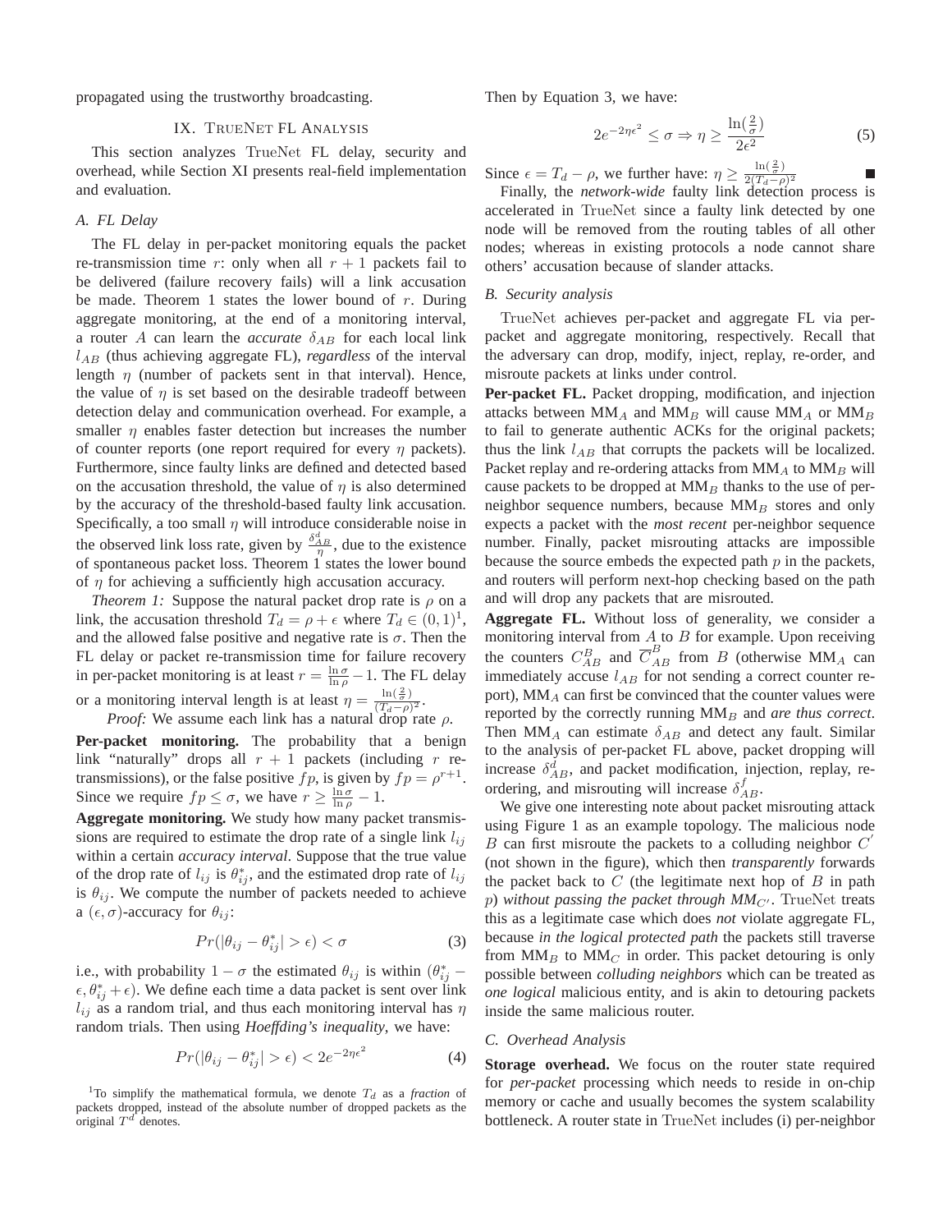propagated using the trustworthy broadcasting.

## IX. TrueNet FL Analysis

This section analyzes TrueNet FL delay, security and overhead, while Section XI presents real-field implementation and evaluation.

### A. FL Delay

The FL delay in per-packet monitoring equals the packet re-transmission time $r$: only when all $r+1$ packets fail to be delivered (failure recovery fails) will a link accusation be made. Theorem 1 states the lower bound of $r$. During aggregate monitoring, at the end of a monitoring interval, a router $A$ can learn the *accurate* $\delta_{AB}$ for each local link $l_{AB}$ (thus achieving aggregate FL), *regardless* of the interval length $\eta$ (number of packets sent in that interval). Hence, the value of $\eta$ is set based on the desirable tradeoff between detection delay and communication overhead. For example, a smaller $\eta$ enables faster detection but increases the number of counter reports (one report required for every $\eta$ packets). Furthermore, since faulty links are defined and detected based on the accusation threshold, the value of $\eta$ is also determined by the accuracy of the threshold-based faulty link accusation. Specifically, a too small $\eta$ will introduce considerable noise in the observed link loss rate, given by $\frac{\delta^d_{AB}}{\eta}$, due to the existence of spontaneous packet loss. Theorem 1 states the lower bound of $\eta$ for achieving a sufficiently high accusation accuracy.

*Theorem 1:* Suppose the natural packet drop rate is $\rho$ on a link, the accusation threshold $T_d = \rho + \epsilon$ where $T_d \in (0,1)$[1], and the allowed false positive and negative rate is $\sigma$. Then the FL delay or packet re-transmission time for failure recovery in per-packet monitoring is at least $r = \frac{\ln \sigma}{\ln \rho} - 1$. The FL delay or a monitoring interval length is at least $\eta = \frac{\ln(\frac{2}{\sigma})}{(T_d - \rho)^2}$.

*Proof:* We assume each link has a natural drop rate $\rho$.

**Per-packet monitoring.** The probability that a benign link "naturally" drops all $r+1$ packets (including $r$ re-transmissions), or the false positive $fp$, is given by $fp = \rho^{r+1}$. Since we require $fp \le \sigma$, we have $r \ge \frac{\ln \sigma}{\ln \rho} - 1$.

**Aggregate monitoring.** We study how many packet transmissions are required to estimate the drop rate of a single link $l_{ij}$ within a certain *accuracy interval*. Suppose that the true value of the drop rate of $l_{ij}$ is $\theta^*_{ij}$, and the estimated drop rate of $l_{ij}$ is $\theta_{ij}$. We compute the number of packets needed to achieve a $(\epsilon, \sigma)$-accuracy for $\theta_{ij}$:

$$Pr(|\theta_{ij} - \theta^*_{ij}| > \epsilon) < \sigma \tag{3}$$

i.e., with probability $1-\sigma$ the estimated $\theta_{ij}$ is within $(\theta^*_{ij} - \epsilon, \theta^*_{ij} + \epsilon)$. We define each time a data packet is sent over link $l_{ij}$ as a random trial, and thus each monitoring interval has $\eta$ random trials. Then using *Hoeffding's inequality*, we have:

$$Pr(|\theta_{ij} - \theta^*_{ij}| > \epsilon) < 2e^{-2\eta\epsilon^2} \tag{4}$$

Then by Equation 3, we have:

$$2e^{-2\eta\epsilon^2} \le \sigma \Rightarrow \eta \ge \frac{\ln(\frac{2}{\sigma})}{2\epsilon^2} \tag{5}$$

Since $\epsilon = T_d - \rho$, we further have: $\eta \ge \frac{\ln(\frac{2}{\sigma})}{2(T_d - \rho)^2}$ ■

Finally, the *network-wide* faulty link detection process is accelerated in TrueNet since a faulty link detected by one node will be removed from the routing tables of all other nodes; whereas in existing protocols a node cannot share others' accusation because of slander attacks.

### B. Security analysis

TrueNet achieves per-packet and aggregate FL via per-packet and aggregate monitoring, respectively. Recall that the adversary can drop, modify, inject, replay, re-order, and misroute packets at links under control.

**Per-packet FL.** Packet dropping, modification, and injection attacks between $\text{MM}_A$ and $\text{MM}_B$ will cause $\text{MM}_A$ or $\text{MM}_B$ to fail to generate authentic ACKs for the original packets; thus the link $l_{AB}$ that corrupts the packets will be localized. Packet replay and re-ordering attacks from $\text{MM}_A$ to $\text{MM}_B$ will cause packets to be dropped at $\text{MM}_B$ thanks to the use of per-neighbor sequence numbers, because $\text{MM}_B$ stores and only expects a packet with the *most recent* per-neighbor sequence number. Finally, packet misrouting attacks are impossible because the source embeds the expected path $p$ in the packets, and routers will perform next-hop checking based on the path and will drop any packets that are misrouted.

**Aggregate FL.** Without loss of generality, we consider a monitoring interval from $A$ to $B$ for example. Upon receiving the counters $C^B_{AB}$ and $\overline{C}^B_{AB}$ from $B$ (otherwise $\text{MM}_A$ can immediately accuse $l_{AB}$ for not sending a correct counter report), $\text{MM}_A$ can first be convinced that the counter values were reported by the correctly running $\text{MM}_B$ and *are thus correct*. Then $\text{MM}_A$ can estimate $\delta_{AB}$ and detect any fault. Similar to the analysis of per-packet FL above, packet dropping will increase $\delta^d_{AB}$, and packet modification, injection, replay, re-ordering, and misrouting will increase $\delta^f_{AB}$.

We give one interesting note about packet misrouting attack using Figure 1 as an example topology. The malicious node $B$ can first misroute the packets to a colluding neighbor $C'$ (not shown in the figure), which then *transparently* forwards the packet back to $C$ (the legitimate next hop of $B$ in path $p$) *without passing the packet through* $MM_{C'}$. TrueNet treats this as a legitimate case which does *not* violate aggregate FL, because *in the logical protected path* the packets still traverse from $\text{MM}_B$ to $\text{MM}_C$ in order. This packet detouring is only possible between *colluding neighbors* which can be treated as *one logical* malicious entity, and is akin to detouring packets inside the same malicious router.

### C. Overhead Analysis

**Storage overhead.** We focus on the router state required for *per-packet* processing which needs to reside in on-chip memory or cache and usually becomes the system scalability bottleneck. A router state in TrueNet includes (i) per-neighbor

[1] To simplify the mathematical formula, we denote $T_d$ as a *fraction* of packets dropped, instead of the absolute number of dropped packets as the original $T^d$ denotes.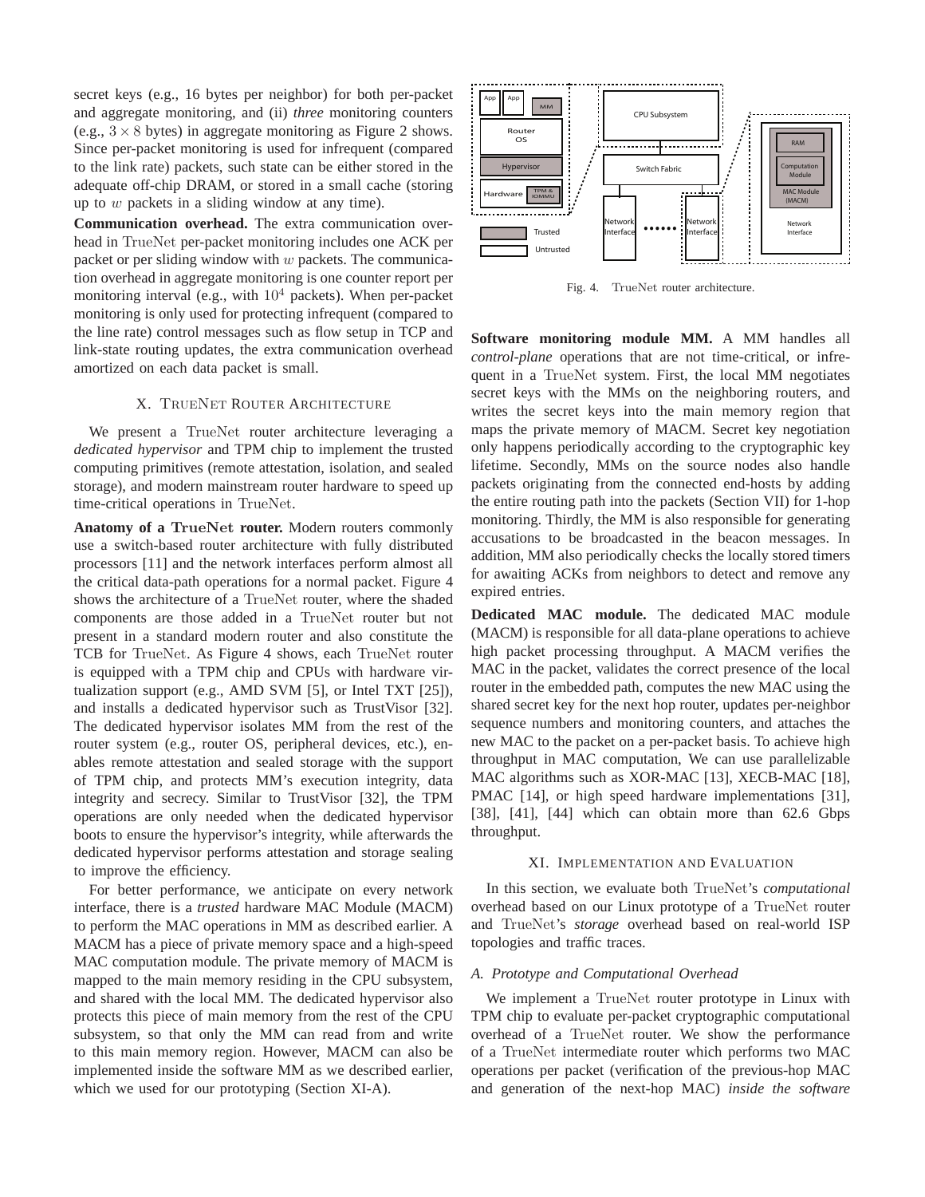secret keys (e.g., 16 bytes per neighbor) for both per-packet and aggregate monitoring, and (ii) *three* monitoring counters (e.g., $3 \times 8$ bytes) in aggregate monitoring as Figure 2 shows. Since per-packet monitoring is used for infrequent (compared to the link rate) packets, such state can be either stored in the adequate off-chip DRAM, or stored in a small cache (storing up to $w$ packets in a sliding window at any time).

**Communication overhead.** The extra communication overhead in TrueNet per-packet monitoring includes one ACK per packet or per sliding window with $w$ packets. The communication overhead in aggregate monitoring is one counter report per monitoring interval (e.g., with $10^4$ packets). When per-packet monitoring is only used for protecting infrequent (compared to the line rate) control messages such as flow setup in TCP and link-state routing updates, the extra communication overhead amortized on each data packet is small.

## X. TrueNet Router Architecture

We present a TrueNet router architecture leveraging a *dedicated hypervisor* and TPM chip to implement the trusted computing primitives (remote attestation, isolation, and sealed storage), and modern mainstream router hardware to speed up time-critical operations in TrueNet.

**Anatomy of a TrueNet router.** Modern routers commonly use a switch-based router architecture with fully distributed processors [11] and the network interfaces perform almost all the critical data-path operations for a normal packet. Figure 4 shows the architecture of a TrueNet router, where the shaded components are those added in a TrueNet router but not present in a standard modern router and also constitute the TCB for TrueNet. As Figure 4 shows, each TrueNet router is equipped with a TPM chip and CPUs with hardware virtualization support (e.g., AMD SVM [5], or Intel TXT [25]), and installs a dedicated hypervisor such as TrustVisor [32]. The dedicated hypervisor isolates MM from the rest of the router system (e.g., router OS, peripheral devices, etc.), enables remote attestation and sealed storage with the support of TPM chip, and protects MM's execution integrity, data integrity and secrecy. Similar to TrustVisor [32], the TPM operations are only needed when the dedicated hypervisor boots to ensure the hypervisor's integrity, while afterwards the dedicated hypervisor performs attestation and storage sealing to improve the efficiency.

For better performance, we anticipate on every network interface, there is a *trusted* hardware MAC Module (MACM) to perform the MAC operations in MM as described earlier. A MACM has a piece of private memory space and a high-speed MAC computation module. The private memory of MACM is mapped to the main memory residing in the CPU subsystem, and shared with the local MM. The dedicated hypervisor also protects this piece of main memory from the rest of the CPU subsystem, so that only the MM can read from and write to this main memory region. However, MACM can also be implemented inside the software MM as we described earlier, which we used for our prototyping (Section XI-A).

App
App
MM
Router OS
Hypervisor
Hardware
TPM & IOMMU
Trusted
Untrusted
CPU Subsystem
Switch Fabric
Network Interface
Network Interface
RAM
Computation Module
MAC Module (MACM)
Network Interface

Fig. 4. TrueNet router architecture.

**Software monitoring module MM.** A MM handles all *control-plane* operations that are not time-critical, or infrequent in a TrueNet system. First, the local MM negotiates secret keys with the MMs on the neighboring routers, and writes the secret keys into the main memory region that maps the private memory of MACM. Secret key negotiation only happens periodically according to the cryptographic key lifetime. Secondly, MMs on the source nodes also handle packets originating from the connected end-hosts by adding the entire routing path into the packets (Section VII) for 1-hop monitoring. Thirdly, the MM is also responsible for generating accusations to be broadcasted in the beacon messages. In addition, MM also periodically checks the locally stored timers for awaiting ACKs from neighbors to detect and remove any expired entries.

**Dedicated MAC module.** The dedicated MAC module (MACM) is responsible for all data-plane operations to achieve high packet processing throughput. A MACM verifies the MAC in the packet, validates the correct presence of the local router in the embedded path, computes the new MAC using the shared secret key for the next hop router, updates per-neighbor sequence numbers and monitoring counters, and attaches the new MAC to the packet on a per-packet basis. To achieve high throughput in MAC computation, We can use parallelizable MAC algorithms such as XOR-MAC [13], XECB-MAC [18], PMAC [14], or high speed hardware implementations [31], [38], [41], [44] which can obtain more than 62.6 Gbps throughput.

## XI. Implementation and Evaluation

In this section, we evaluate both TrueNet's *computational* overhead based on our Linux prototype of a TrueNet router and TrueNet's *storage* overhead based on real-world ISP topologies and traffic traces.

### A. Prototype and Computational Overhead

We implement a TrueNet router prototype in Linux with TPM chip to evaluate per-packet cryptographic computational overhead of a TrueNet router. We show the performance of a TrueNet intermediate router which performs two MAC operations per packet (verification of the previous-hop MAC and generation of the next-hop MAC) *inside the software*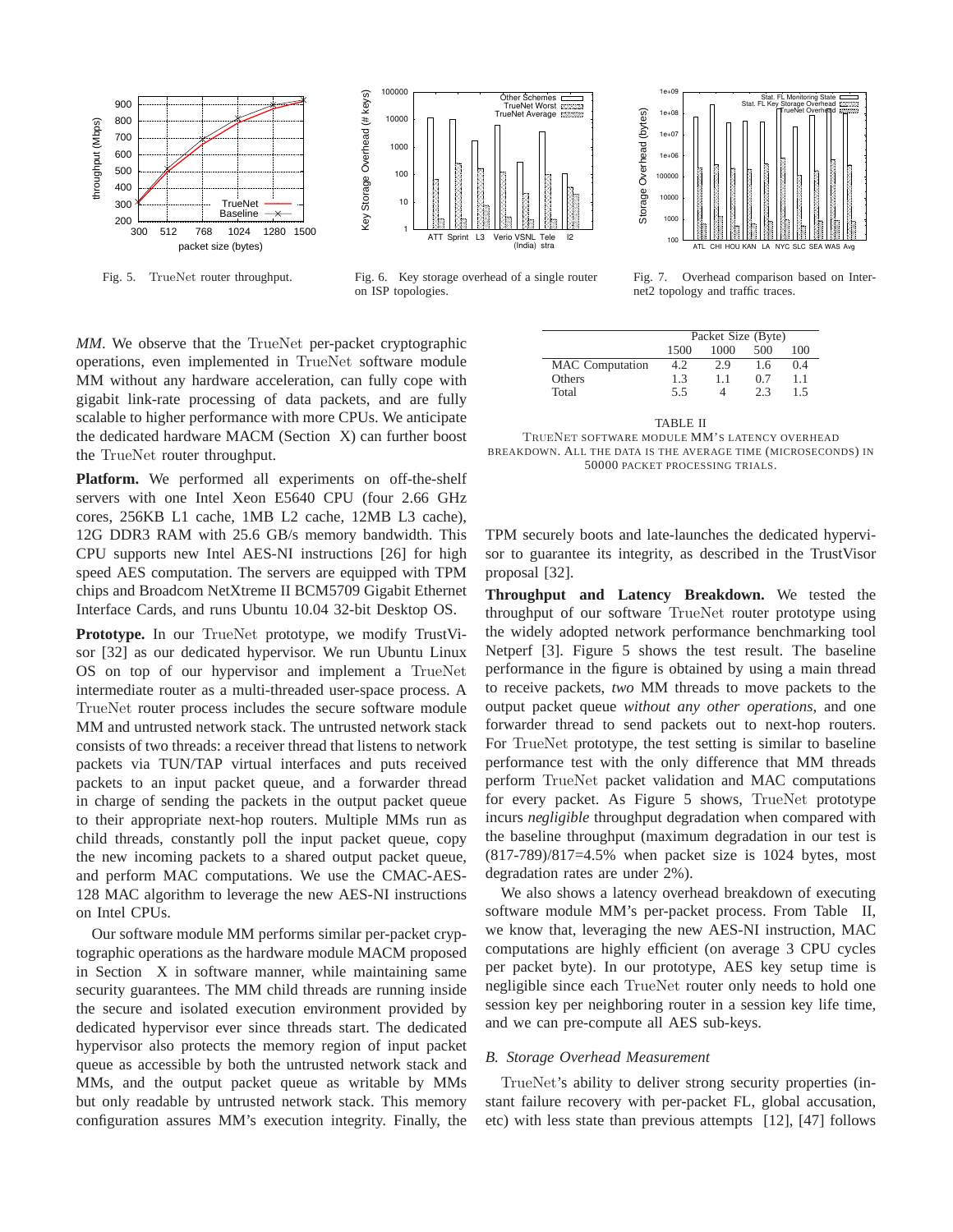Fig. 5. TrueNet router throughput.

Fig. 6. Key storage overhead of a single router on ISP topologies.

Fig. 7. Overhead comparison based on Internet2 topology and traffic traces.

*MM*. We observe that the TrueNet per-packet cryptographic operations, even implemented in TrueNet software module MM without any hardware acceleration, can fully cope with gigabit link-rate processing of data packets, and are fully scalable to higher performance with more CPUs. We anticipate the dedicated hardware MACM (Section X) can further boost the TrueNet router throughput.

**Platform.** We performed all experiments on off-the-shelf servers with one Intel Xeon E5640 CPU (four 2.66 GHz cores, 256KB L1 cache, 1MB L2 cache, 12MB L3 cache), 12G DDR3 RAM with 25.6 GB/s memory bandwidth. This CPU supports new Intel AES-NI instructions [26] for high speed AES computation. The servers are equipped with TPM chips and Broadcom NetXtreme II BCM5709 Gigabit Ethernet Interface Cards, and runs Ubuntu 10.04 32-bit Desktop OS.

**Prototype.** In our TrueNet prototype, we modify TrustVisor [32] as our dedicated hypervisor. We run Ubuntu Linux OS on top of our hypervisor and implement a TrueNet intermediate router as a multi-threaded user-space process. A TrueNet router process includes the secure software module MM and untrusted network stack. The untrusted network stack consists of two threads: a receiver thread that listens to network packets via TUN/TAP virtual interfaces and puts received packets to an input packet queue, and a forwarder thread in charge of sending the packets in the output packet queue to their appropriate next-hop routers. Multiple MMs run as child threads, constantly poll the input packet queue, copy the new incoming packets to a shared output packet queue, and perform MAC computations. We use the CMAC-AES-128 MAC algorithm to leverage the new AES-NI instructions on Intel CPUs.

Our software module MM performs similar per-packet cryptographic operations as the hardware module MACM proposed in Section X in software manner, while maintaining same security guarantees. The MM child threads are running inside the secure and isolated execution environment provided by dedicated hypervisor ever since threads start. The dedicated hypervisor also protects the memory region of input packet queue as accessible by both the untrusted network stack and MMs, and the output packet queue as writable by MMs but only readable by untrusted network stack. This memory configuration assures MM's execution integrity. Finally, the TPM securely boots and late-launches the dedicated hypervisor to guarantee its integrity, as described in the TrustVisor proposal [32].

| | Packet Size (Byte) | | | |
|---|---|---|---|---|
| | 1500 | 1000 | 500 | 100 |
| MAC Computation | 4.2 | 2.9 | 1.6 | 0.4 |
| Others | 1.3 | 1.1 | 0.7 | 1.1 |
| Total | 5.5 | 4 | 2.3 | 1.5 |

TABLE II
TRUENET SOFTWARE MODULE MM'S LATENCY OVERHEAD BREAKDOWN. ALL THE DATA IS THE AVERAGE TIME (MICROSECONDS) IN 50000 PACKET PROCESSING TRIALS.

**Throughput and Latency Breakdown.** We tested the throughput of our software TrueNet router prototype using the widely adopted network performance benchmarking tool Netperf [3]. Figure 5 shows the test result. The baseline performance in the figure is obtained by using a main thread to receive packets, *two* MM threads to move packets to the output packet queue *without any other operations*, and one forwarder thread to send packets out to next-hop routers. For TrueNet prototype, the test setting is similar to baseline performance test with the only difference that MM threads perform TrueNet packet validation and MAC computations for every packet. As Figure 5 shows, TrueNet prototype incurs *negligible* throughput degradation when compared with the baseline throughput (maximum degradation in our test is (817-789)/817=4.5% when packet size is 1024 bytes, most degradation rates are under 2%).

We also shows a latency overhead breakdown of executing software module MM's per-packet process. From Table II, we know that, leveraging the new AES-NI instruction, MAC computations are highly efficient (on average 3 CPU cycles per packet byte). In our prototype, AES key setup time is negligible since each TrueNet router only needs to hold one session key per neighboring router in a session key life time, and we can pre-compute all AES sub-keys.

### *B. Storage Overhead Measurement*

TrueNet's ability to deliver strong security properties (instant failure recovery with per-packet FL, global accusation, etc) with less state than previous attempts [12], [47] follows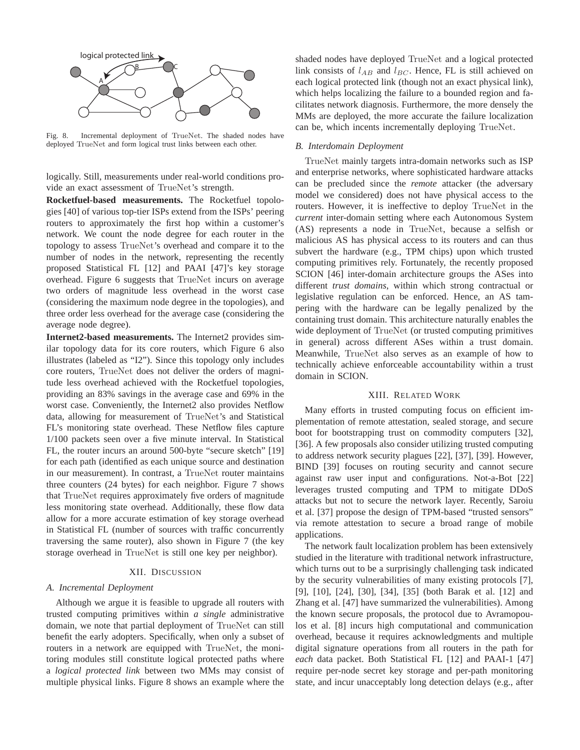Fig. 8. Incremental deployment of TrueNet. The shaded nodes have deployed TrueNet and form logical trust links between each other.

logically. Still, measurements under real-world conditions provide an exact assessment of TrueNet's strength.

**Rocketfuel-based measurements.** The Rocketfuel topologies [40] of various top-tier ISPs extend from the ISPs' peering routers to approximately the first hop within a customer's network. We count the node degree for each router in the topology to assess TrueNet's overhead and compare it to the number of nodes in the network, representing the recently proposed Statistical FL [12] and PAAI [47]'s key storage overhead. Figure 6 suggests that TrueNet incurs on average two orders of magnitude less overhead in the worst case (considering the maximum node degree in the topologies), and three order less overhead for the average case (considering the average node degree).

**Internet2-based measurements.** The Internet2 provides similar topology data for its core routers, which Figure 6 also illustrates (labeled as "I2"). Since this topology only includes core routers, TrueNet does not deliver the orders of magnitude less overhead achieved with the Rocketfuel topologies, providing an 83% savings in the average case and 69% in the worst case. Conveniently, the Internet2 also provides Netflow data, allowing for measurement of TrueNet's and Statistical FL's monitoring state overhead. These Netflow files capture 1/100 packets seen over a five minute interval. In Statistical FL, the router incurs an around 500-byte "secure sketch" [19] for each path (identified as each unique source and destination in our measurement). In contrast, a TrueNet router maintains three counters (24 bytes) for each neighbor. Figure 7 shows that TrueNet requires approximately five orders of magnitude less monitoring state overhead. Additionally, these flow data allow for a more accurate estimation of key storage overhead in Statistical FL (number of sources with traffic concurrently traversing the same router), also shown in Figure 7 (the key storage overhead in TrueNet is still one key per neighbor).

## XII. Discussion

### A. Incremental Deployment

Although we argue it is feasible to upgrade all routers with trusted computing primitives within *a single* administrative domain, we note that partial deployment of TrueNet can still benefit the early adopters. Specifically, when only a subset of routers in a network are equipped with TrueNet, the monitoring modules still constitute logical protected paths where a *logical protected link* between two MMs may consist of multiple physical links. Figure 8 shows an example where the shaded nodes have deployed TrueNet and a logical protected link consists of $l_{AB}$ and $l_{BC}$. Hence, FL is still achieved on each logical protected link (though not an exact physical link), which helps localizing the failure to a bounded region and facilitates network diagnosis. Furthermore, the more densely the MMs are deployed, the more accurate the failure localization can be, which incents incrementally deploying TrueNet.

### B. Interdomain Deployment

TrueNet mainly targets intra-domain networks such as ISP and enterprise networks, where sophisticated hardware attacks can be precluded since the *remote* attacker (the adversary model we considered) does not have physical access to the routers. However, it is ineffective to deploy TrueNet in the *current* inter-domain setting where each Autonomous System (AS) represents a node in TrueNet, because a selfish or malicious AS has physical access to its routers and can thus subvert the hardware (e.g., TPM chips) upon which trusted computing primitives rely. Fortunately, the recently proposed SCION [46] inter-domain architecture groups the ASes into different *trust domains*, within which strong contractual or legislative regulation can be enforced. Hence, an AS tampering with the hardware can be legally penalized by the containing trust domain. This architecture naturally enables the wide deployment of TrueNet (or trusted computing primitives in general) across different ASes within a trust domain. Meanwhile, TrueNet also serves as an example of how to technically achieve enforceable accountability within a trust domain in SCION.

## XIII. Related Work

Many efforts in trusted computing focus on efficient implementation of remote attestation, sealed storage, and secure boot for bootstrapping trust on commodity computers [32], [36]. A few proposals also consider utilizing trusted computing to address network security plagues [22], [37], [39]. However, BIND [39] focuses on routing security and cannot secure against raw user input and configurations. Not-a-Bot [22] leverages trusted computing and TPM to mitigate DDoS attacks but not to secure the network layer. Recently, Saroiu et al. [37] propose the design of TPM-based "trusted sensors" via remote attestation to secure a broad range of mobile applications.

The network fault localization problem has been extensively studied in the literature with traditional network infrastructure, which turns out to be a surprisingly challenging task indicated by the security vulnerabilities of many existing protocols [7], [9], [10], [24], [30], [34], [35] (both Barak et al. [12] and Zhang et al. [47] have summarized the vulnerabilities). Among the known secure proposals, the protocol due to Avramopoulos et al. [8] incurs high computational and communication overhead, because it requires acknowledgments and multiple digital signature operations from all routers in the path for *each* data packet. Both Statistical FL [12] and PAAI-1 [47] require per-node secret key storage and per-path monitoring state, and incur unacceptably long detection delays (e.g., after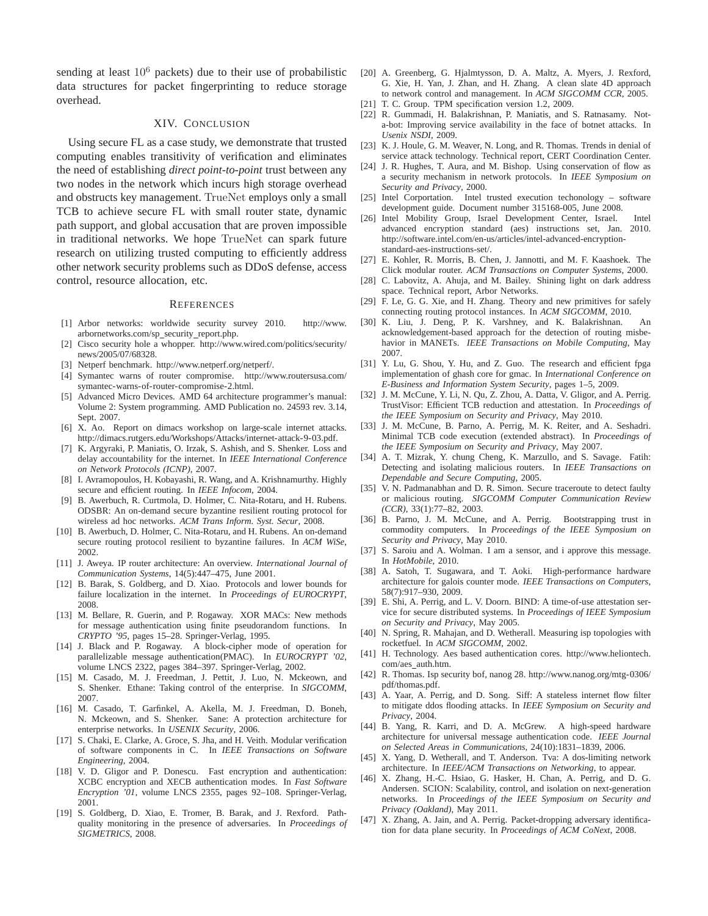sending at least $10^6$ packets) due to their use of probabilistic data structures for packet fingerprinting to reduce storage overhead.

## XIV. Conclusion

Using secure FL as a case study, we demonstrate that trusted computing enables transitivity of verification and eliminates the need of establishing *direct point-to-point* trust between any two nodes in the network which incurs high storage overhead and obstructs key management. TrueNet employs only a small TCB to achieve secure FL with small router state, dynamic path support, and global accusation that are proven impossible in traditional networks. We hope TrueNet can spark future research on utilizing trusted computing to efficiently address other network security problems such as DDoS defense, access control, resource allocation, etc.

## References

[1] Arbor networks: worldwide security survey 2010. http://www.arbornetworks.com/sp_security_report.php.

[2] Cisco security hole a whopper. http://www.wired.com/politics/security/news/2005/07/68328.

[3] Netperf benchmark. http://www.netperf.org/netperf/.

[4] Symantec warns of router compromise. http://www.routersusa.com/symantec-warns-of-router-compromise-2.html.

[5] Advanced Micro Devices. AMD 64 architecture programmer's manual: Volume 2: System programming. AMD Publication no. 24593 rev. 3.14, Sept. 2007.

[6] X. Ao. Report on dimacs workshop on large-scale internet attacks. http://dimacs.rutgers.edu/Workshops/Attacks/internet-attack-9-03.pdf.

[7] K. Argyraki, P. Maniatis, O. Irzak, S. Ashish, and S. Shenker. Loss and delay accountability for the internet. In *IEEE International Conference on Network Protocols (ICNP)*, 2007.

[8] I. Avramopoulos, H. Kobayashi, R. Wang, and A. Krishnamurthy. Highly secure and efficient routing. In *IEEE Infocom*, 2004.

[9] B. Awerbuch, R. Curtmola, D. Holmer, C. Nita-Rotaru, and H. Rubens. ODSBR: An on-demand secure byzantine resilient routing protocol for wireless ad hoc networks. *ACM Trans Inform. Syst. Secur*, 2008.

[10] B. Awerbuch, D. Holmer, C. Nita-Rotaru, and H. Rubens. An on-demand secure routing protocol resilient to byzantine failures. In *ACM WiSe*, 2002.

[11] J. Aweya. IP router architecture: An overview. *International Journal of Communication Systems*, 14(5):447–475, June 2001.

[12] B. Barak, S. Goldberg, and D. Xiao. Protocols and lower bounds for failure localization in the internet. In *Proceedings of EUROCRYPT*, 2008.

[13] M. Bellare, R. Guerin, and P. Rogaway. XOR MACs: New methods for message authentication using finite pseudorandom functions. In *CRYPTO '95*, pages 15–28. Springer-Verlag, 1995.

[14] J. Black and P. Rogaway. A block-cipher mode of operation for parallelizable message authentication(PMAC). In *EUROCRYPT '02*, volume LNCS 2322, pages 384–397. Springer-Verlag, 2002.

[15] M. Casado, M. J. Freedman, J. Pettit, J. Luo, N. Mckeown, and S. Shenker. Ethane: Taking control of the enterprise. In *SIGCOMM*, 2007.

[16] M. Casado, T. Garfinkel, A. Akella, M. J. Freedman, D. Boneh, N. Mckeown, and S. Shenker. Sane: A protection architecture for enterprise networks. In *USENIX Security*, 2006.

[17] S. Chaki, E. Clarke, A. Groce, S. Jha, and H. Veith. Modular verification of software components in C. In *IEEE Transactions on Software Engineering*, 2004.

[18] V. D. Gligor and P. Donescu. Fast encryption and authentication: XCBC encryption and XECB authentication modes. In *Fast Software Encryption '01*, volume LNCS 2355, pages 92–108. Springer-Verlag, 2001.

[19] S. Goldberg, D. Xiao, E. Tromer, B. Barak, and J. Rexford. Path-quality monitoring in the presence of adversaries. In *Proceedings of SIGMETRICS*, 2008.

[20] A. Greenberg, G. Hjalmtysson, D. A. Maltz, A. Myers, J. Rexford, G. Xie, H. Yan, J. Zhan, and H. Zhang. A clean slate 4D approach to network control and management. In *ACM SIGCOMM CCR*, 2005.

[21] T. C. Group. TPM specification version 1.2, 2009.

[22] R. Gummadi, H. Balakrishnan, P. Maniatis, and S. Ratnasamy. Not-a-bot: Improving service availability in the face of botnet attacks. In *Usenix NSDI*, 2009.

[23] K. J. Houle, G. M. Weaver, N. Long, and R. Thomas. Trends in denial of service attack technology. Technical report, CERT Coordination Center.

[24] J. R. Hughes, T. Aura, and M. Bishop. Using conservation of flow as a security mechanism in network protocols. In *IEEE Symposium on Security and Privacy*, 2000.

[25] Intel Corportation. Intel trusted execution techonology – software development guide. Document number 315168-005, June 2008.

[26] Intel Mobility Group, Israel Development Center, Israel. Intel advanced encryption standard (aes) instructions set, Jan. 2010. http://software.intel.com/en-us/articles/intel-advanced-encryption-standard-aes-instructions-set/.

[27] E. Kohler, R. Morris, B. Chen, J. Jannotti, and M. F. Kaashoek. The Click modular router. *ACM Transactions on Computer Systems*, 2000.

[28] C. Labovitz, A. Ahuja, and M. Bailey. Shining light on dark address space. Technical report, Arbor Networks.

[29] F. Le, G. G. Xie, and H. Zhang. Theory and new primitives for safely connecting routing protocol instances. In *ACM SIGCOMM*, 2010.

[30] K. Liu, J. Deng, P. K. Varshney, and K. Balakrishnan. An acknowledgement-based approach for the detection of routing misbehavior in MANETs. *IEEE Transactions on Mobile Computing*, May 2007.

[31] Y. Lu, G. Shou, Y. Hu, and Z. Guo. The research and efficient fpga implementation of ghash core for gmac. In *International Conference on E-Business and Information System Security*, pages 1–5, 2009.

[32] J. M. McCune, Y. Li, N. Qu, Z. Zhou, A. Datta, V. Gligor, and A. Perrig. TrustVisor: Efficient TCB reduction and attestation. In *Proceedings of the IEEE Symposium on Security and Privacy*, May 2010.

[33] J. M. McCune, B. Parno, A. Perrig, M. K. Reiter, and A. Seshadri. Minimal TCB code execution (extended abstract). In *Proceedings of the IEEE Symposium on Security and Privacy*, May 2007.

[34] A. T. Mizrak, Y. chung Cheng, K. Marzullo, and S. Savage. Fatih: Detecting and isolating malicious routers. In *IEEE Transactions on Dependable and Secure Computing*, 2005.

[35] V. N. Padmanabhan and D. R. Simon. Secure traceroute to detect faulty or malicious routing. *SIGCOMM Computer Communication Review (CCR)*, 33(1):77–82, 2003.

[36] B. Parno, J. M. McCune, and A. Perrig. Bootstrapping trust in commodity computers. In *Proceedings of the IEEE Symposium on Security and Privacy*, May 2010.

[37] S. Saroiu and A. Wolman. I am a sensor, and i approve this message. In *HotMobile*, 2010.

[38] A. Satoh, T. Sugawara, and T. Aoki. High-performance hardware architecture for galois counter mode. *IEEE Transactions on Computers*, 58(7):917–930, 2009.

[39] E. Shi, A. Perrig, and L. V. Doorn. BIND: A time-of-use attestation service for secure distributed systems. In *Proceedings of IEEE Symposium on Security and Privacy*, May 2005.

[40] N. Spring, R. Mahajan, and D. Wetherall. Measuring isp topologies with rocketfuel. In *ACM SIGCOMM*, 2002.

[41] H. Technology. Aes based authentication cores. http://www.heliontech.com/aes_auth.htm.

[42] R. Thomas. Isp security bof, nanog 28. http://www.nanog.org/mtg-0306/pdf/thomas.pdf.

[43] A. Yaar, A. Perrig, and D. Song. Siff: A stateless internet flow filter to mitigate ddos flooding attacks. In *IEEE Symposium on Security and Privacy*, 2004.

[44] B. Yang, R. Karri, and D. A. McGrew. A high-speed hardware architecture for universal message authentication code. *IEEE Journal on Selected Areas in Communications*, 24(10):1831–1839, 2006.

[45] X. Yang, D. Wetherall, and T. Anderson. Tva: A dos-limiting network architecture. In *IEEE/ACM Transactions on Networking*, to appear.

[46] X. Zhang, H.-C. Hsiao, G. Hasker, H. Chan, A. Perrig, and D. G. Andersen. SCION: Scalability, control, and isolation on next-generation networks. In *Proceedings of the IEEE Symposium on Security and Privacy (Oakland)*, May 2011.

[47] X. Zhang, A. Jain, and A. Perrig. Packet-dropping adversary identification for data plane security. In *Proceedings of ACM CoNext*, 2008.